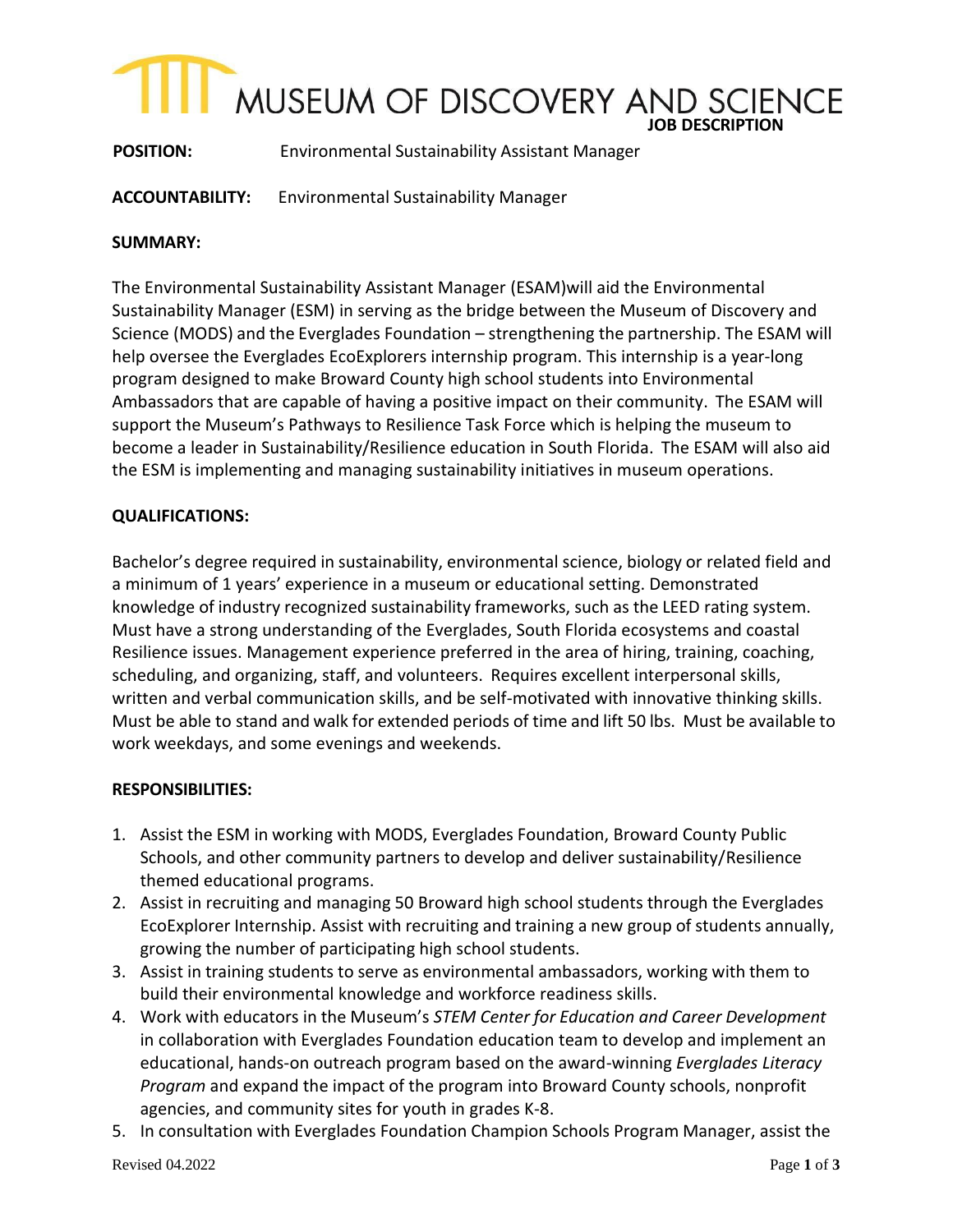# MUSEUM OF DISCOVERY AND SCIENCE

**JOB DESCRIPTION**

**POSITION:** Environmental Sustainability Assistant Manager

**ACCOUNTABILITY:** Environmental Sustainability Manager

**SUMMARY:**

The Environmental Sustainability Assistant Manager (ESAM)will aid the Environmental Sustainability Manager (ESM) in serving as the bridge between the Museum of Discovery and Science (MODS) and the Everglades Foundation – strengthening the partnership. The ESAM will help oversee the Everglades EcoExplorers internship program. This internship is a year-long program designed to make Broward County high school students into Environmental Ambassadors that are capable of having a positive impact on their community. The ESAM will support the Museum's Pathways to Resilience Task Force which is helping the museum to become a leader in Sustainability/Resilience education in South Florida. The ESAM will also aid the ESM is implementing and managing sustainability initiatives in museum operations.

**QUALIFICATIONS:**

Bachelor's degree required in sustainability, environmental science, biology or related field and a minimum of 1 years' experience in a museum or educational setting. Demonstrated knowledge of industry recognized sustainability frameworks, such as the LEED rating system. Must have a strong understanding of the Everglades, South Florida ecosystems and coastal Resilience issues. Management experience preferred in the area of hiring, training, coaching, scheduling, and organizing, staff, and volunteers. Requires excellent interpersonal skills, written and verbal communication skills, and be self-motivated with innovative thinking skills. Must be able to stand and walk for extended periods of time and lift 50 lbs. Must be available to work weekdays, and some evenings and weekends.

**RESPONSIBILITIES:**

1. Assist the ESM in working with MODS, Everglades Foundation, Broward County Public Schools, and other community partners to develop and deliver sustainability/Resilience themed educational programs.
2. Assist in recruiting and managing 50 Broward high school students through the Everglades EcoExplorer Internship. Assist with recruiting and training a new group of students annually, growing the number of participating high school students.
3. Assist in training students to serve as environmental ambassadors, working with them to build their environmental knowledge and workforce readiness skills.
4. Work with educators in the Museum's *STEM Center for Education and Career Development* in collaboration with Everglades Foundation education team to develop and implement an educational, hands-on outreach program based on the award-winning *Everglades Literacy Program* and expand the impact of the program into Broward County schools, nonprofit agencies, and community sites for youth in grades K-8.
5. In consultation with Everglades Foundation Champion Schools Program Manager, assist the

Revised 04.2022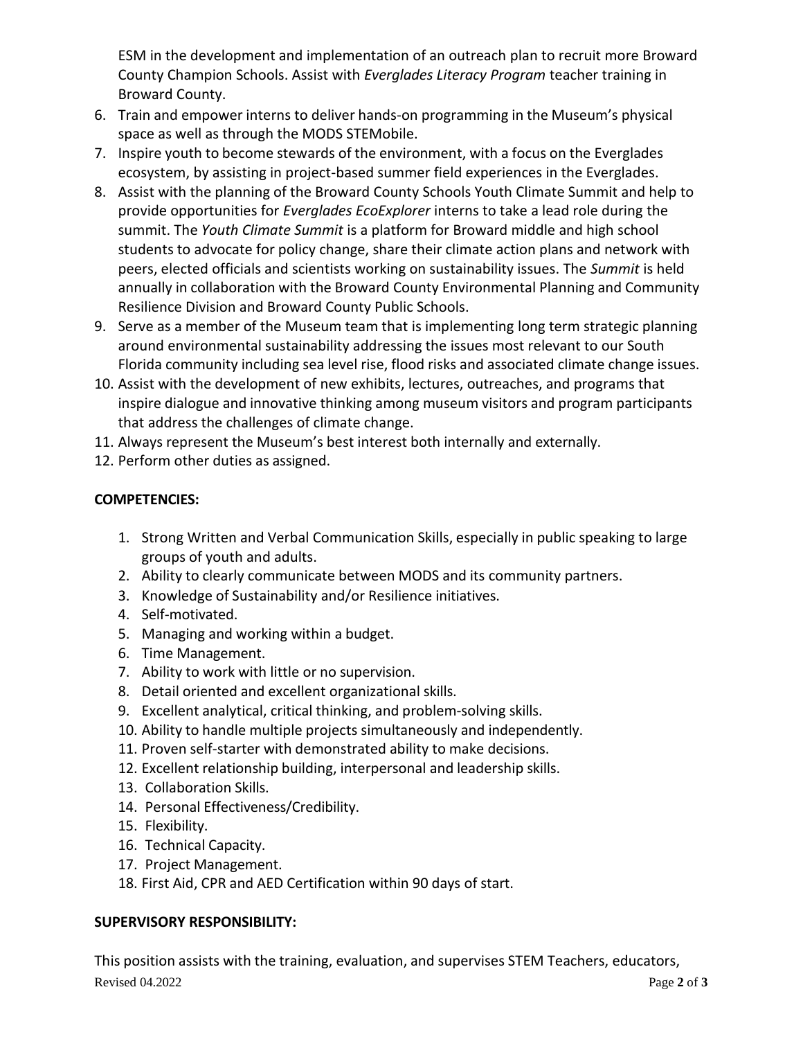ESM in the development and implementation of an outreach plan to recruit more Broward County Champion Schools. Assist with *Everglades Literacy Program* teacher training in Broward County.

6. Train and empower interns to deliver hands-on programming in the Museum's physical space as well as through the MODS STEMobile.
7. Inspire youth to become stewards of the environment, with a focus on the Everglades ecosystem, by assisting in project-based summer field experiences in the Everglades.
8. Assist with the planning of the Broward County Schools Youth Climate Summit and help to provide opportunities for *Everglades EcoExplorer* interns to take a lead role during the summit. The *Youth Climate Summit* is a platform for Broward middle and high school students to advocate for policy change, share their climate action plans and network with peers, elected officials and scientists working on sustainability issues. The *Summit* is held annually in collaboration with the Broward County Environmental Planning and Community Resilience Division and Broward County Public Schools.
9. Serve as a member of the Museum team that is implementing long term strategic planning around environmental sustainability addressing the issues most relevant to our South Florida community including sea level rise, flood risks and associated climate change issues.
10. Assist with the development of new exhibits, lectures, outreaches, and programs that inspire dialogue and innovative thinking among museum visitors and program participants that address the challenges of climate change.
11. Always represent the Museum's best interest both internally and externally.
12. Perform other duties as assigned.

**COMPETENCIES:**

1. Strong Written and Verbal Communication Skills, especially in public speaking to large groups of youth and adults.
2. Ability to clearly communicate between MODS and its community partners.
3. Knowledge of Sustainability and/or Resilience initiatives.
4. Self-motivated.
5. Managing and working within a budget.
6. Time Management.
7. Ability to work with little or no supervision.
8. Detail oriented and excellent organizational skills.
9. Excellent analytical, critical thinking, and problem-solving skills.
10. Ability to handle multiple projects simultaneously and independently.
11. Proven self-starter with demonstrated ability to make decisions.
12. Excellent relationship building, interpersonal and leadership skills.
13. Collaboration Skills.
14. Personal Effectiveness/Credibility.
15. Flexibility.
16. Technical Capacity.
17. Project Management.
18. First Aid, CPR and AED Certification within 90 days of start.

**SUPERVISORY RESPONSIBILITY:**

This position assists with the training, evaluation, and supervises STEM Teachers, educators,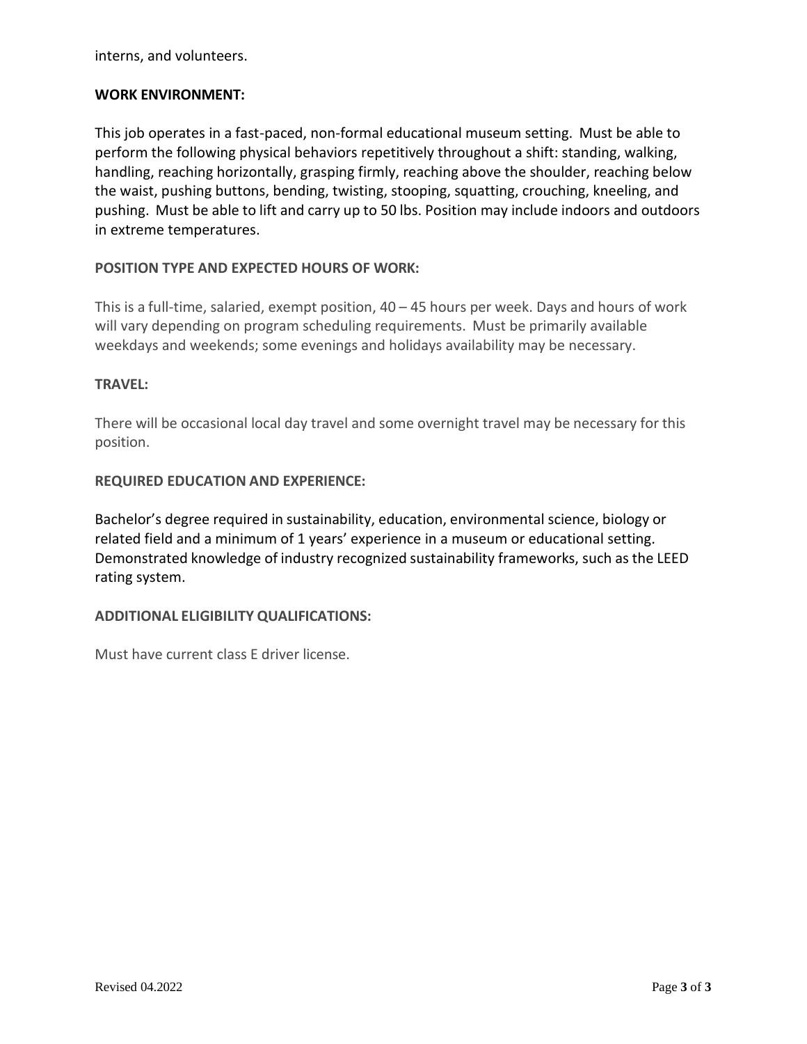interns, and volunteers.

**WORK ENVIRONMENT:**

This job operates in a fast-paced, non-formal educational museum setting. Must be able to perform the following physical behaviors repetitively throughout a shift: standing, walking, handling, reaching horizontally, grasping firmly, reaching above the shoulder, reaching below the waist, pushing buttons, bending, twisting, stooping, squatting, crouching, kneeling, and pushing. Must be able to lift and carry up to 50 lbs. Position may include indoors and outdoors in extreme temperatures.

**POSITION TYPE AND EXPECTED HOURS OF WORK:**

This is a full-time, salaried, exempt position, 40 – 45 hours per week. Days and hours of work will vary depending on program scheduling requirements. Must be primarily available weekdays and weekends; some evenings and holidays availability may be necessary.

**TRAVEL:**

There will be occasional local day travel and some overnight travel may be necessary for this position.

**REQUIRED EDUCATION AND EXPERIENCE:**

Bachelor's degree required in sustainability, education, environmental science, biology or related field and a minimum of 1 years' experience in a museum or educational setting. Demonstrated knowledge of industry recognized sustainability frameworks, such as the LEED rating system.

**ADDITIONAL ELIGIBILITY QUALIFICATIONS:**

Must have current class E driver license.

Revised 04.2022